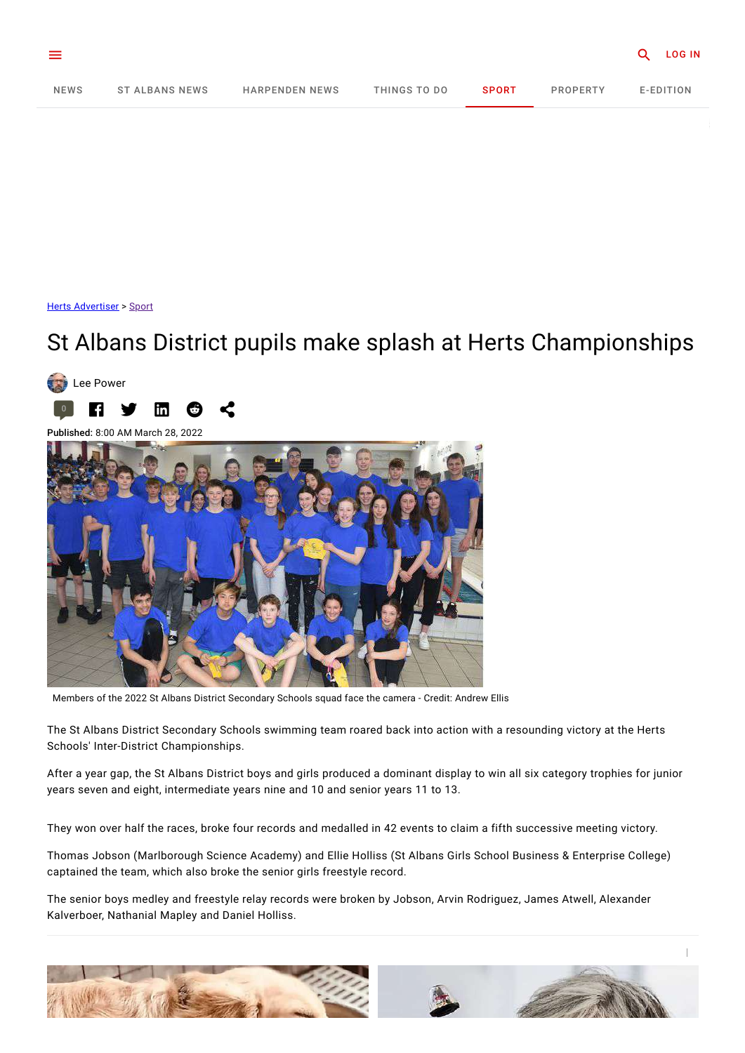Herts Advertiser > Sport

# St Albans District pupils make splash at Herts Championships

Lee Power

**Published:** 8:00 AM March 28, 2022

Members of the 2022 St Albans District Secondary Schools squad face the camera - Credit: Andrew Ellis

The St Albans District Secondary Schools swimming team roared back into action with a resounding victory at the Herts Schools' Inter-District Championships.

After a year gap, the St Albans District boys and girls produced a dominant display to win all six category trophies for junior years seven and eight, intermediate years nine and 10 and senior years 11 to 13.

They won over half the races, broke four records and medalled in 42 events to claim a fifth successive meeting victory.

Thomas Jobson (Marlborough Science Academy) and Ellie Holliss (St Albans Girls School Business & Enterprise College) captained the team, which also broke the senior girls freestyle record.

The senior boys medley and freestyle relay records were broken by Jobson, Arvin Rodriguez, James Atwell, Alexander Kalverboer, Nathanial Mapley and Daniel Holliss.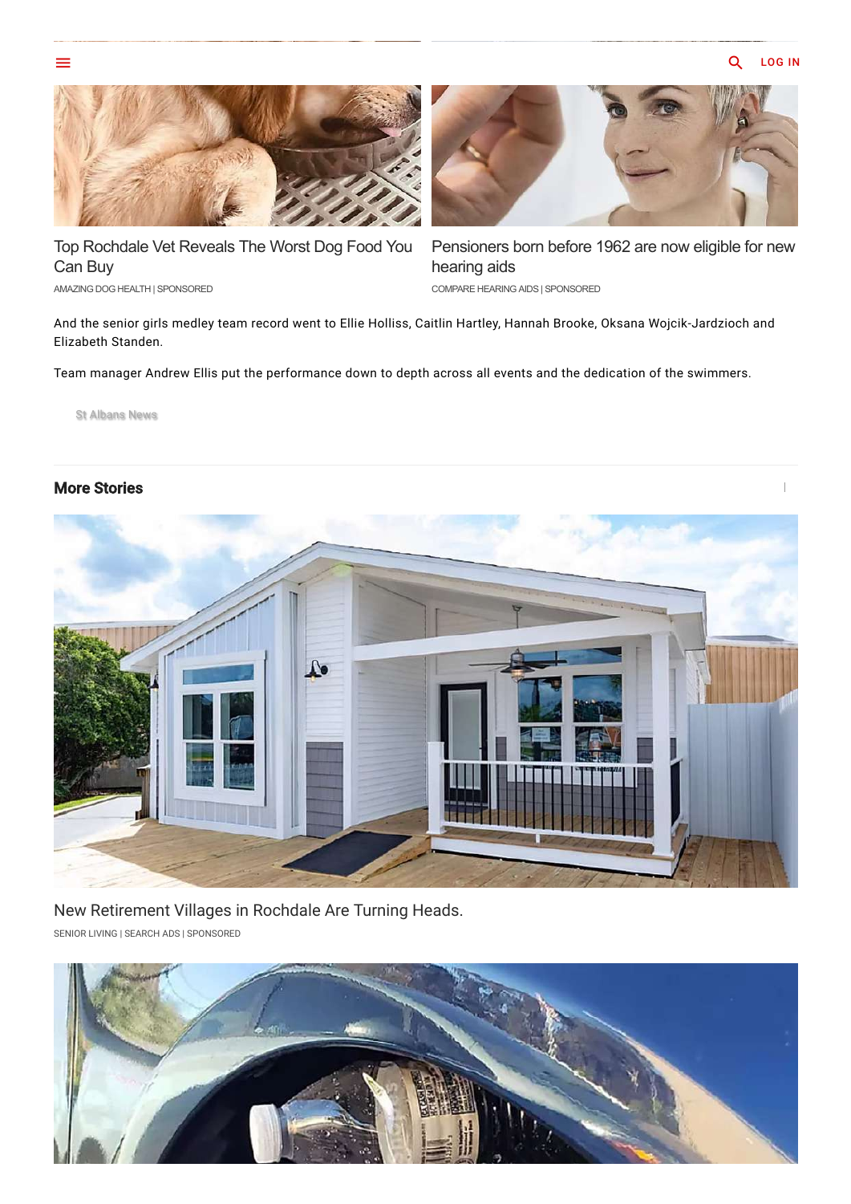Top Rochdale Vet Reveals The Worst Dog Food You Can Buy

AMAZING DOG HEALTH | SPONSORED

Pensioners born before 1962 are now eligible for new hearing aids

COMPARE HEARING AIDS | SPONSORED

And the senior girls medley team record went to Ellie Holliss, Caitlin Hartley, Hannah Brooke, Oksana Wojcik-Jardzioch and Elizabeth Standen.

Team manager Andrew Ellis put the performance down to depth across all events and the dedication of the swimmers.

St Albans News

## More Stories

New Retirement Villages in Rochdale Are Turning Heads.

SENIOR LIVING | SEARCH ADS | SPONSORED